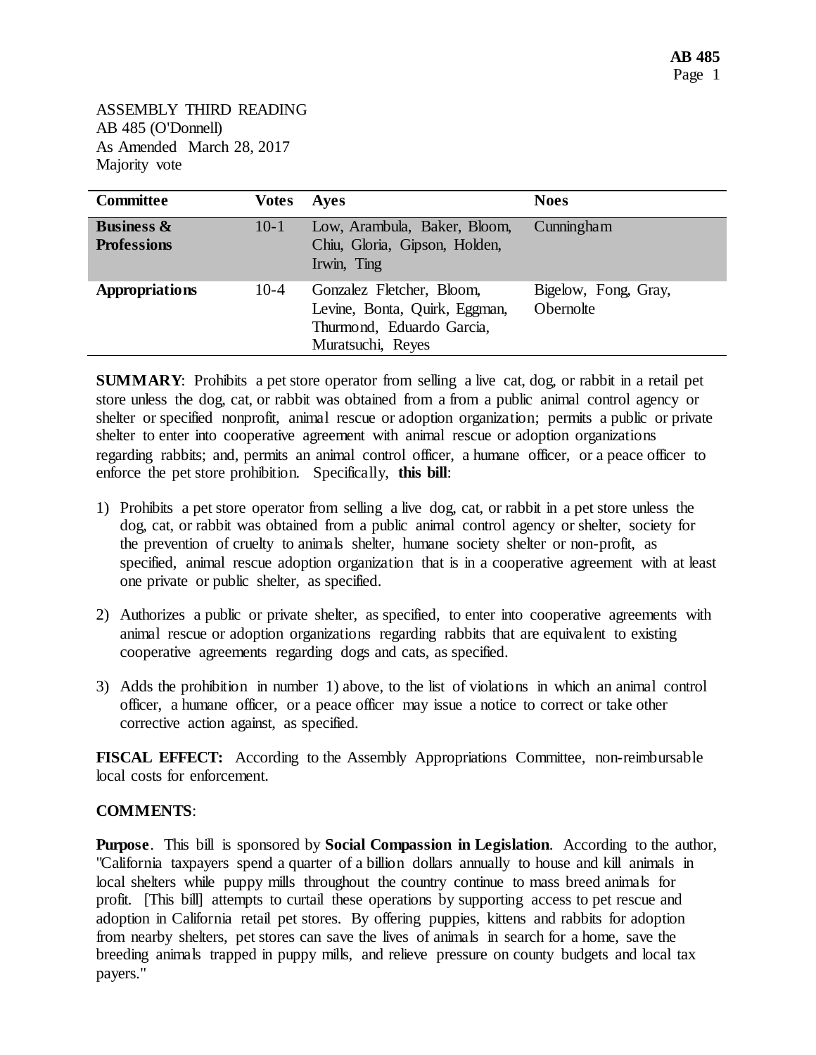ASSEMBLY THIRD READING
AB 485 (O'Donnell)
As Amended March 28, 2017
Majority vote

| Committee | Votes | Ayes | Noes |
|---|---|---|---|
| **Business & Professions** | 10-1 | Low, Arambula, Baker, Bloom, Chiu, Gloria, Gipson, Holden, Irwin, Ting | Cunningham |
| **Appropriations** | 10-4 | Gonzalez Fletcher, Bloom, Levine, Bonta, Quirk, Eggman, Thurmond, Eduardo Garcia, Muratsuchi, Reyes | Bigelow, Fong, Gray, Obernolte |

**SUMMARY**: Prohibits a pet store operator from selling a live cat, dog, or rabbit in a retail pet store unless the dog, cat, or rabbit was obtained from a from a public animal control agency or shelter or specified nonprofit, animal rescue or adoption organization; permits a public or private shelter to enter into cooperative agreement with animal rescue or adoption organizations regarding rabbits; and, permits an animal control officer, a humane officer, or a peace officer to enforce the pet store prohibition. Specifically, **this bill**:

1) Prohibits a pet store operator from selling a live dog, cat, or rabbit in a pet store unless the dog, cat, or rabbit was obtained from a public animal control agency or shelter, society for the prevention of cruelty to animals shelter, humane society shelter or non-profit, as specified, animal rescue adoption organization that is in a cooperative agreement with at least one private or public shelter, as specified.

2) Authorizes a public or private shelter, as specified, to enter into cooperative agreements with animal rescue or adoption organizations regarding rabbits that are equivalent to existing cooperative agreements regarding dogs and cats, as specified.

3) Adds the prohibition in number 1) above, to the list of violations in which an animal control officer, a humane officer, or a peace officer may issue a notice to correct or take other corrective action against, as specified.

**FISCAL EFFECT:** According to the Assembly Appropriations Committee, non-reimbursable local costs for enforcement.

**COMMENTS**:

**Purpose**. This bill is sponsored by **Social Compassion in Legislation**. According to the author, "California taxpayers spend a quarter of a billion dollars annually to house and kill animals in local shelters while puppy mills throughout the country continue to mass breed animals for profit. [This bill] attempts to curtail these operations by supporting access to pet rescue and adoption in California retail pet stores. By offering puppies, kittens and rabbits for adoption from nearby shelters, pet stores can save the lives of animals in search for a home, save the breeding animals trapped in puppy mills, and relieve pressure on county budgets and local tax payers."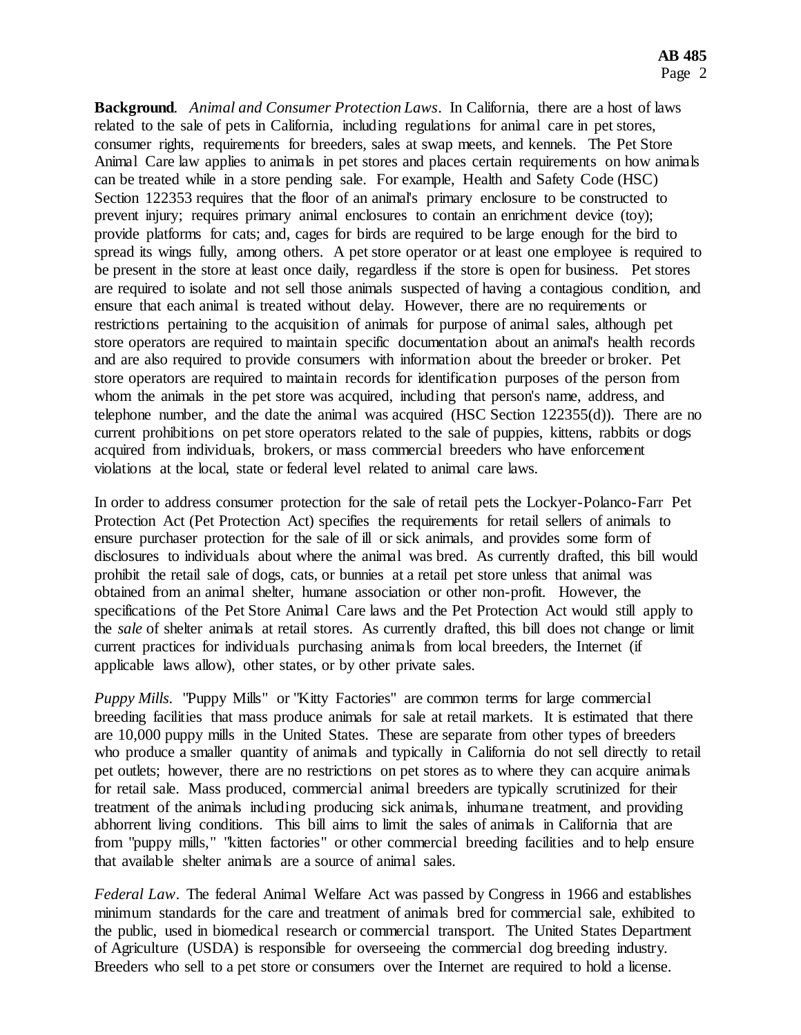**Background**. *Animal and Consumer Protection Laws*. In California, there are a host of laws related to the sale of pets in California, including regulations for animal care in pet stores, consumer rights, requirements for breeders, sales at swap meets, and kennels. The Pet Store Animal Care law applies to animals in pet stores and places certain requirements on how animals can be treated while in a store pending sale. For example, Health and Safety Code (HSC) Section 122353 requires that the floor of an animal's primary enclosure to be constructed to prevent injury; requires primary animal enclosures to contain an enrichment device (toy); provide platforms for cats; and, cages for birds are required to be large enough for the bird to spread its wings fully, among others. A pet store operator or at least one employee is required to be present in the store at least once daily, regardless if the store is open for business. Pet stores are required to isolate and not sell those animals suspected of having a contagious condition, and ensure that each animal is treated without delay. However, there are no requirements or restrictions pertaining to the acquisition of animals for purpose of animal sales, although pet store operators are required to maintain specific documentation about an animal's health records and are also required to provide consumers with information about the breeder or broker. Pet store operators are required to maintain records for identification purposes of the person from whom the animals in the pet store was acquired, including that person's name, address, and telephone number, and the date the animal was acquired (HSC Section 122355(d)). There are no current prohibitions on pet store operators related to the sale of puppies, kittens, rabbits or dogs acquired from individuals, brokers, or mass commercial breeders who have enforcement violations at the local, state or federal level related to animal care laws.

In order to address consumer protection for the sale of retail pets the Lockyer-Polanco-Farr Pet Protection Act (Pet Protection Act) specifies the requirements for retail sellers of animals to ensure purchaser protection for the sale of ill or sick animals, and provides some form of disclosures to individuals about where the animal was bred. As currently drafted, this bill would prohibit the retail sale of dogs, cats, or bunnies at a retail pet store unless that animal was obtained from an animal shelter, humane association or other non-profit. However, the specifications of the Pet Store Animal Care laws and the Pet Protection Act would still apply to the *sale* of shelter animals at retail stores. As currently drafted, this bill does not change or limit current practices for individuals purchasing animals from local breeders, the Internet (if applicable laws allow), other states, or by other private sales.

*Puppy Mills*. "Puppy Mills" or "Kitty Factories" are common terms for large commercial breeding facilities that mass produce animals for sale at retail markets. It is estimated that there are 10,000 puppy mills in the United States. These are separate from other types of breeders who produce a smaller quantity of animals and typically in California do not sell directly to retail pet outlets; however, there are no restrictions on pet stores as to where they can acquire animals for retail sale. Mass produced, commercial animal breeders are typically scrutinized for their treatment of the animals including producing sick animals, inhumane treatment, and providing abhorrent living conditions. This bill aims to limit the sales of animals in California that are from "puppy mills," "kitten factories" or other commercial breeding facilities and to help ensure that available shelter animals are a source of animal sales.

*Federal Law*. The federal Animal Welfare Act was passed by Congress in 1966 and establishes minimum standards for the care and treatment of animals bred for commercial sale, exhibited to the public, used in biomedical research or commercial transport. The United States Department of Agriculture (USDA) is responsible for overseeing the commercial dog breeding industry. Breeders who sell to a pet store or consumers over the Internet are required to hold a license.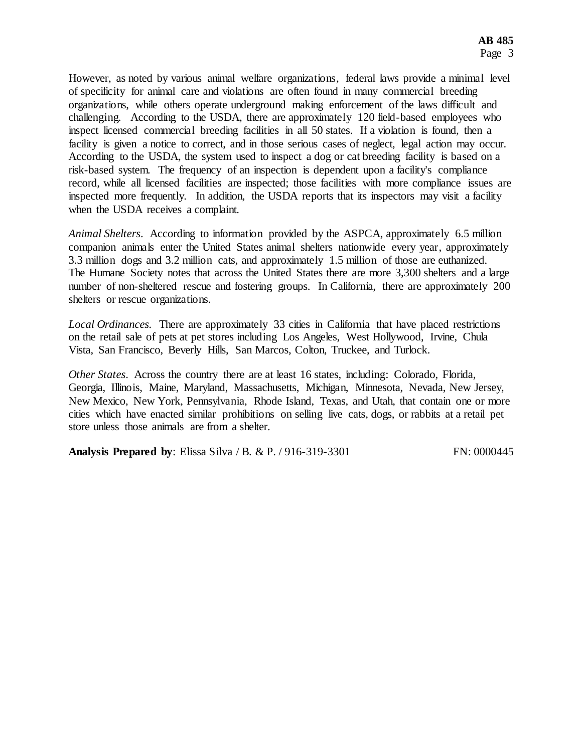However, as noted by various animal welfare organizations, federal laws provide a minimal level of specificity for animal care and violations are often found in many commercial breeding organizations, while others operate underground making enforcement of the laws difficult and challenging. According to the USDA, there are approximately 120 field-based employees who inspect licensed commercial breeding facilities in all 50 states. If a violation is found, then a facility is given a notice to correct, and in those serious cases of neglect, legal action may occur. According to the USDA, the system used to inspect a dog or cat breeding facility is based on a risk-based system. The frequency of an inspection is dependent upon a facility's compliance record, while all licensed facilities are inspected; those facilities with more compliance issues are inspected more frequently. In addition, the USDA reports that its inspectors may visit a facility when the USDA receives a complaint.

*Animal Shelters*. According to information provided by the ASPCA, approximately 6.5 million companion animals enter the United States animal shelters nationwide every year, approximately 3.3 million dogs and 3.2 million cats, and approximately 1.5 million of those are euthanized. The Humane Society notes that across the United States there are more 3,300 shelters and a large number of non-sheltered rescue and fostering groups. In California, there are approximately 200 shelters or rescue organizations.

*Local Ordinances*. There are approximately 33 cities in California that have placed restrictions on the retail sale of pets at pet stores including Los Angeles, West Hollywood, Irvine, Chula Vista, San Francisco, Beverly Hills, San Marcos, Colton, Truckee, and Turlock.

*Other States*. Across the country there are at least 16 states, including: Colorado, Florida, Georgia, Illinois, Maine, Maryland, Massachusetts, Michigan, Minnesota, Nevada, New Jersey, New Mexico, New York, Pennsylvania, Rhode Island, Texas, and Utah, that contain one or more cities which have enacted similar prohibitions on selling live cats, dogs, or rabbits at a retail pet store unless those animals are from a shelter.

**Analysis Prepared by**: Elissa Silva / B. & P. / 916-319-3301 FN: 0000445